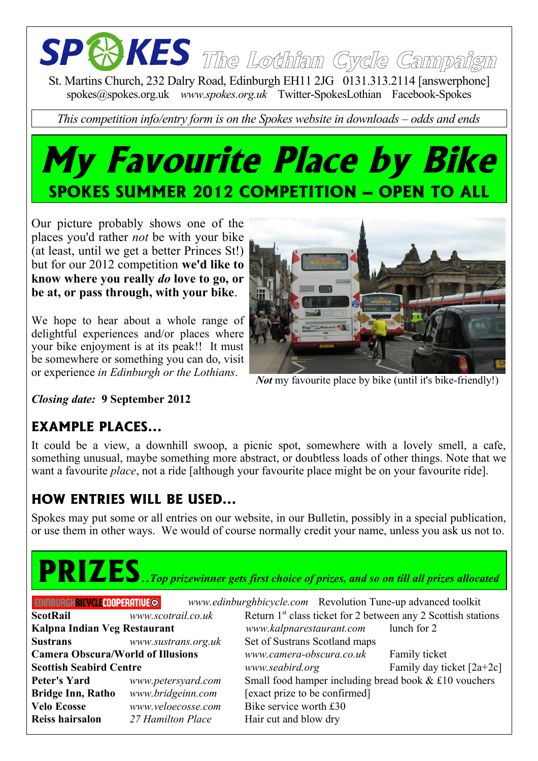# SPOKES The Lothian Cycle Campaign

St. Martins Church, 232 Dalry Road, Edinburgh EH11 2JG 0131.313.2114 [answerphone]
spokes@spokes.org.uk *www.spokes.org.uk* Twitter-SpokesLothian Facebook-Spokes

*This competition info/entry form is on the Spokes website in downloads – odds and ends*

# My Favourite Place by Bike

## SPOKES SUMMER 2012 COMPETITION – OPEN TO ALL

Our picture probably shows one of the places you'd rather *not* be with your bike (at least, until we get a better Princes St!) but for our 2012 competition **we'd like to know where you really *do* love to go, or be at, or pass through, with your bike**.

We hope to hear about a whole range of delightful experiences and/or places where your bike enjoyment is at its peak!! It must be somewhere or something you can do, visit or experience *in Edinburgh or the Lothians*.

***Not*** my favourite place by bike (until it's bike-friendly!)

***Closing date:*** **9 September 2012**

## EXAMPLE PLACES…

It could be a view, a downhill swoop, a picnic spot, somewhere with a lovely smell, a cafe, something unusual, maybe something more abstract, or doubtless loads of other things. Note that we want a favourite *place*, not a ride [although your favourite place might be on your favourite ride].

## HOW ENTRIES WILL BE USED…

Spokes may put some or all entries on our website, in our Bulletin, possibly in a special publication, or use them in other ways. We would of course normally credit your name, unless you ask us not to.

# PRIZES

*..Top prizewinner gets first choice of prizes, and so on till all prizes allocated*

| Sponsor | Website | Prize |
|---|---|---|
| **Edinburgh Bicycle Cooperative** | *www.edinburghbicycle.com* | Revolution Tune-up advanced toolkit |
| **ScotRail** | *www.scotrail.co.uk* | Return 1st class ticket for 2 between any 2 Scottish stations |
| **Kalpna Indian Veg Restaurant** | *www.kalpnarestaurant.com* | lunch for 2 |
| **Sustrans** | *www.sustrans.org.uk* | Set of Sustrans Scotland maps |
| **Camera Obscura/World of Illusions** | *www.camera-obscura.co.uk* | Family ticket |
| **Scottish Seabird Centre** | *www.seabird.org* | Family day ticket [2a+2c] |
| **Peter's Yard** | *www.petersyard.com* | Small food hamper including bread book & £10 vouchers |
| **Bridge Inn, Ratho** | *www.bridgeinn.com* | [exact prize to be confirmed] |
| **Velo Ecosse** | *www.veloecosse.com* | Bike service worth £30 |
| **Reiss hairsalon** | *27 Hamilton Place* | Hair cut and blow dry |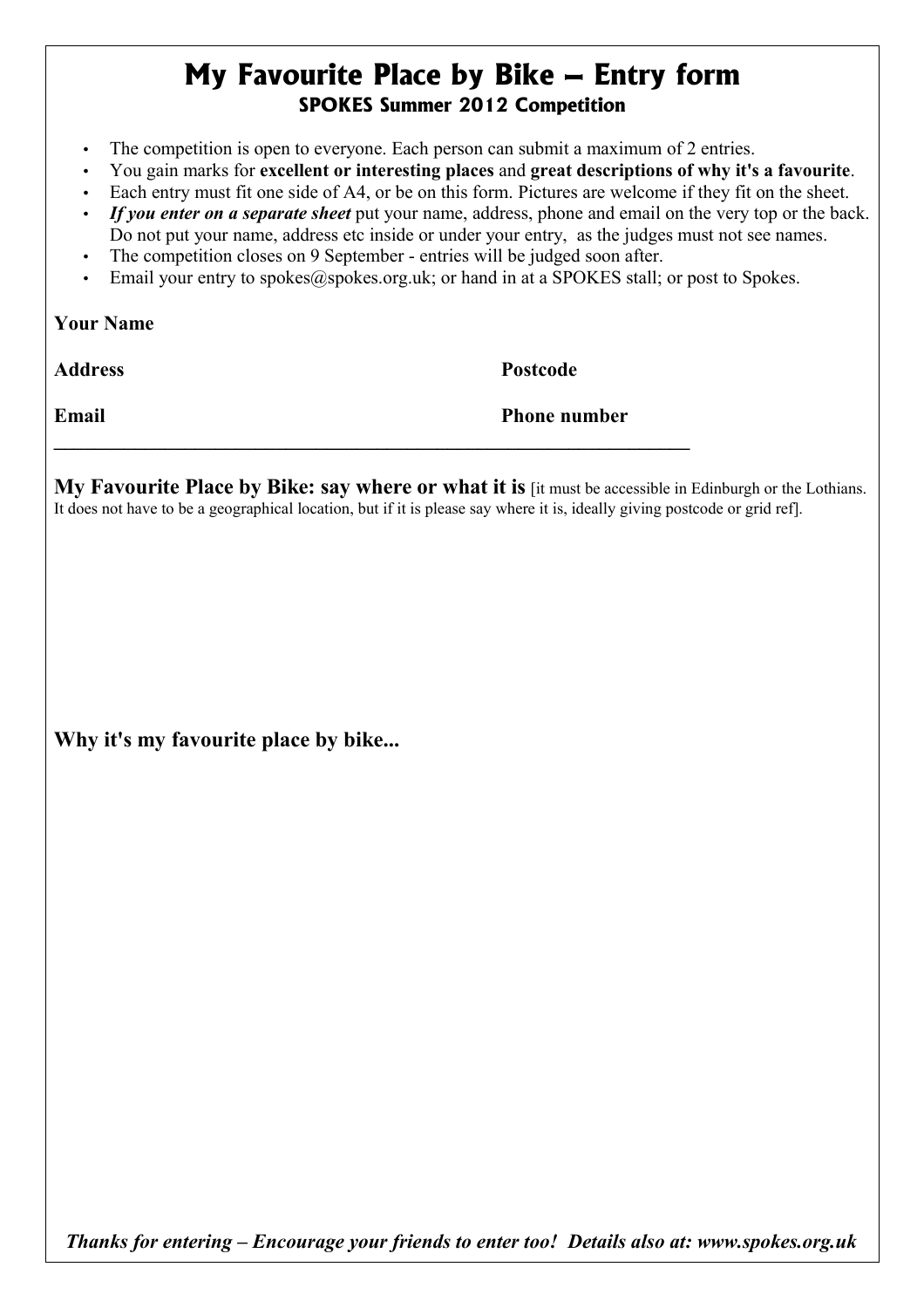# My Favourite Place by Bike – Entry form

## SPOKES Summer 2012 Competition

- The competition is open to everyone. Each person can submit a maximum of 2 entries.
- You gain marks for **excellent or interesting places** and **great descriptions of why it's a favourite**.
- Each entry must fit one side of A4, or be on this form. Pictures are welcome if they fit on the sheet.
- ***If you enter on a separate sheet*** put your name, address, phone and email on the very top or the back. Do not put your name, address etc inside or under your entry, as the judges must not see names.
- The competition closes on 9 September - entries will be judged soon after.
- Email your entry to spokes@spokes.org.uk; or hand in at a SPOKES stall; or post to Spokes.

**Your Name**

**Address** **Postcode**

**Email** **Phone number**

---

**My Favourite Place by Bike: say where or what it is** [it must be accessible in Edinburgh or the Lothians. It does not have to be a geographical location, but if it is please say where it is, ideally giving postcode or grid ref].

**Why it's my favourite place by bike...**

***Thanks for entering – Encourage your friends to enter too! Details also at: www.spokes.org.uk***